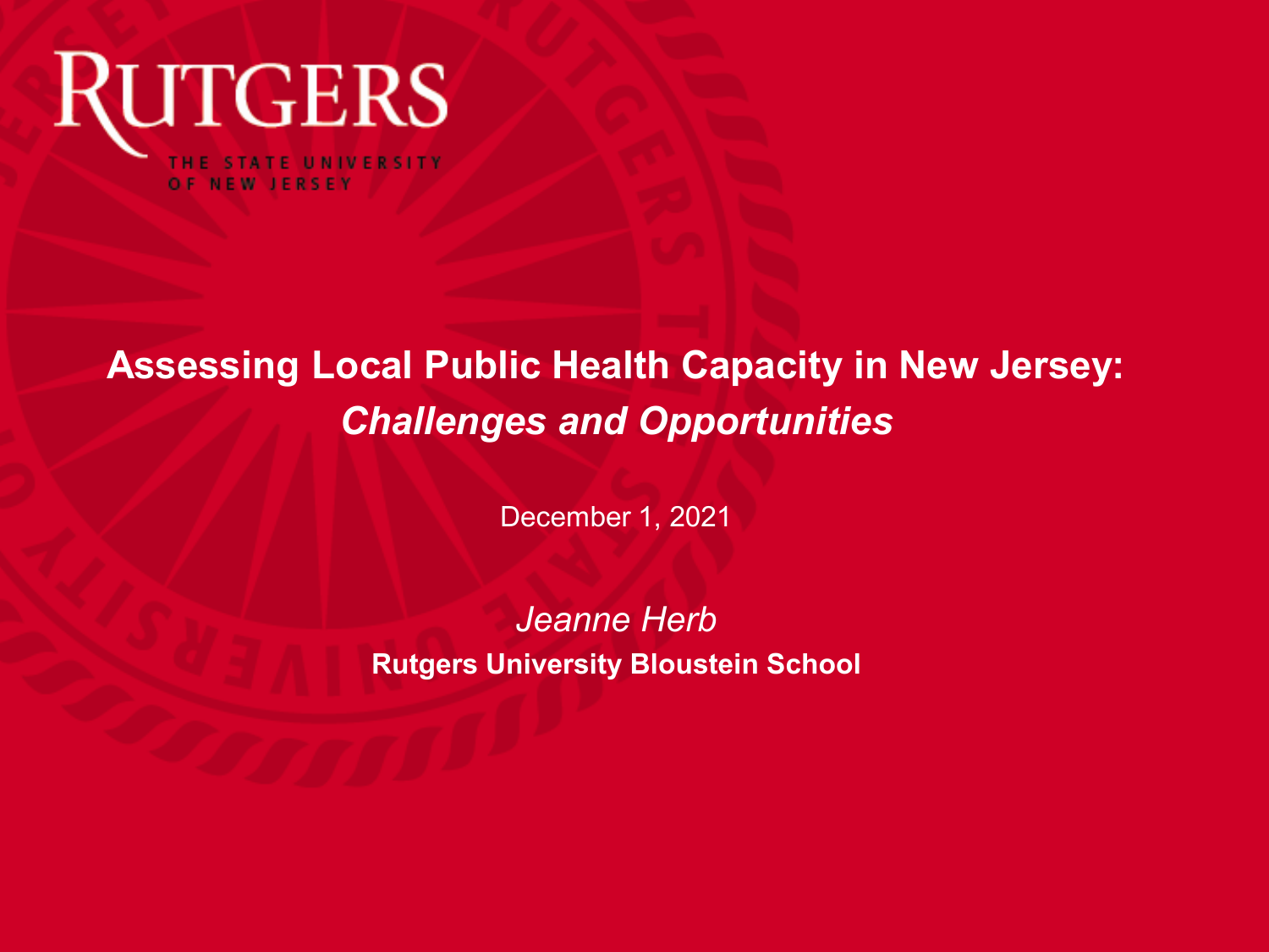RUTGERS

THE STATE UNIVERSITY OF NEW JERSEY

# Assessing Local Public Health Capacity in New Jersey: *Challenges and Opportunities*

December 1, 2021

*Jeanne Herb*

**Rutgers University Bloustein School**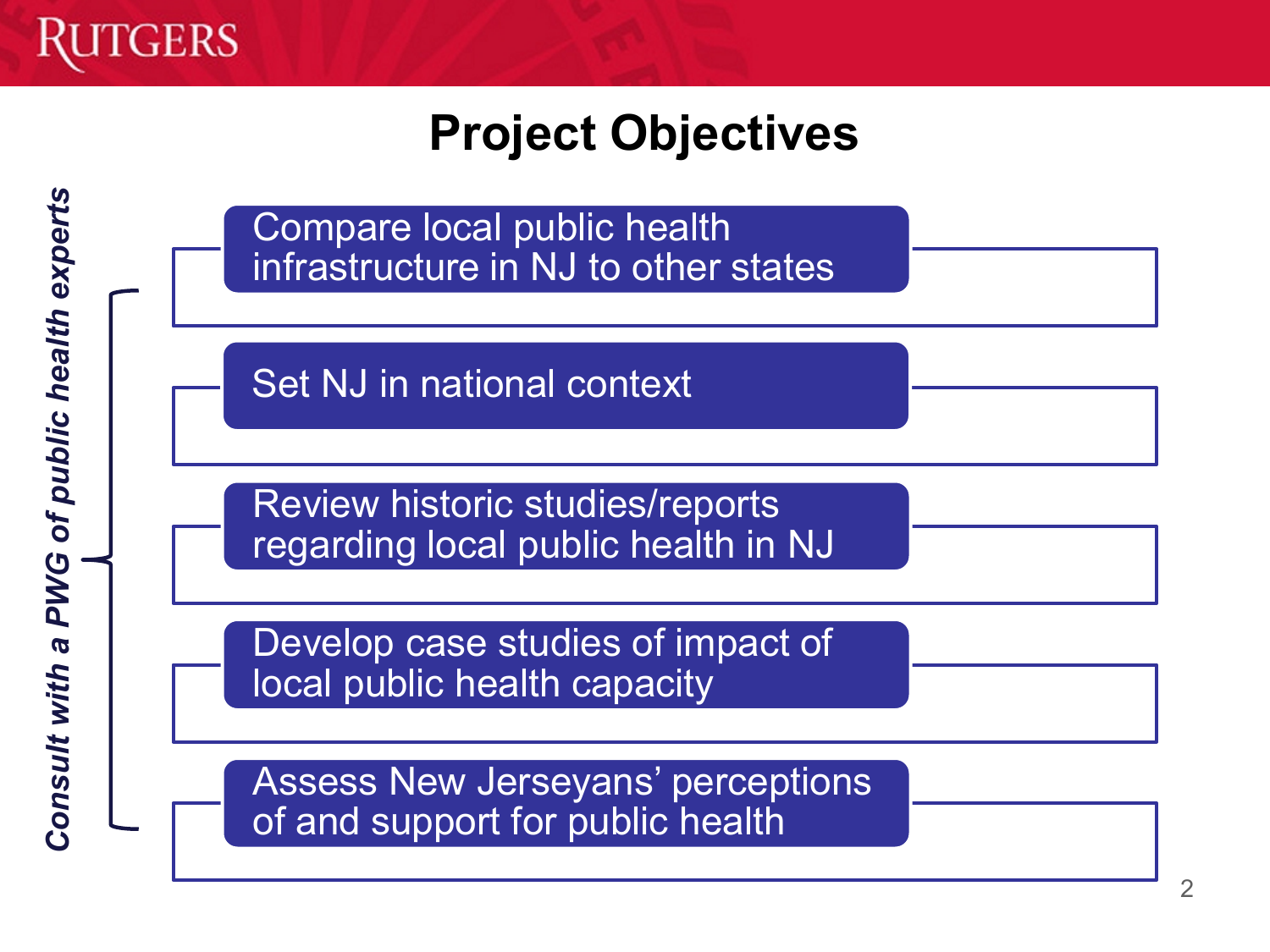# Project Objectives

*Consult with a PWG of public health experts*

- Compare local public health infrastructure in NJ to other states
- Set NJ in national context
- Review historic studies/reports regarding local public health in NJ
- Develop case studies of impact of local public health capacity
- Assess New Jerseyans' perceptions of and support for public health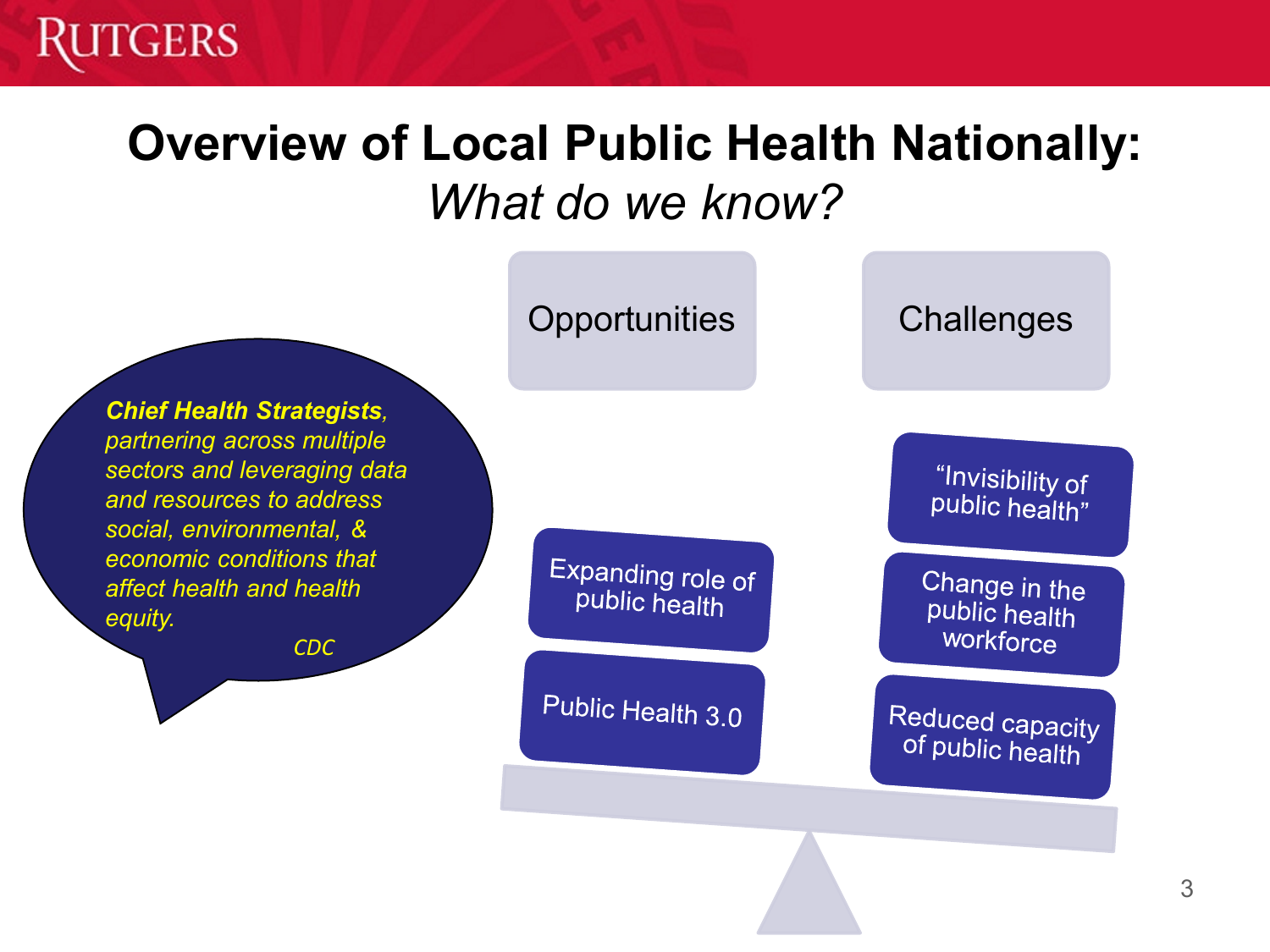# Overview of Local Public Health Nationally:

*What do we know?*

***Chief Health Strategists**, partnering across multiple sectors and leveraging data and resources to address social, environmental, & economic conditions that affect health and health equity.*

*CDC*

| Opportunities | Challenges |
|---|---|
| Expanding role of public health | "Invisibility of public health" |
| Public Health 3.0 | Change in the public health workforce |
| | Reduced capacity of public health |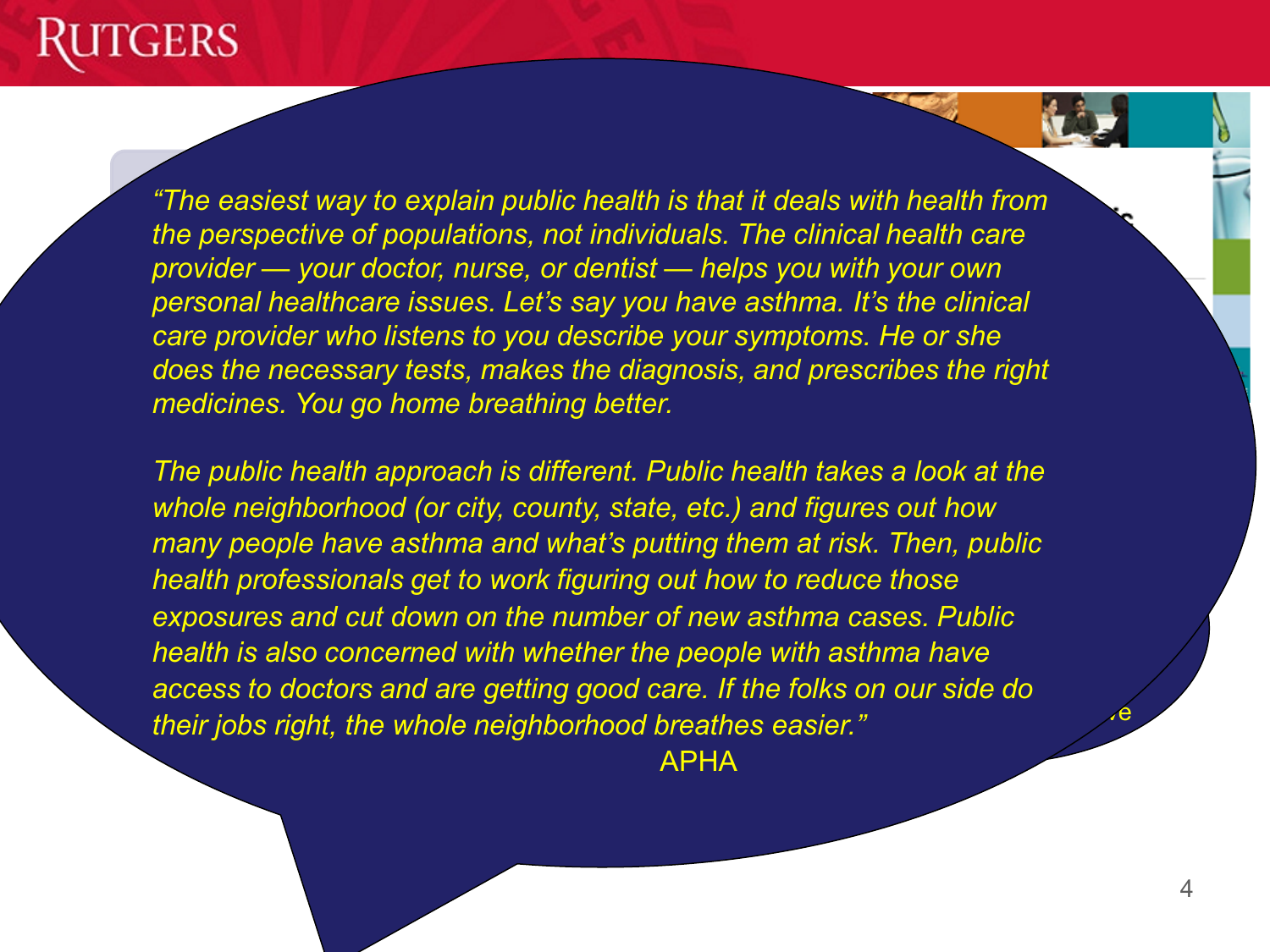*"The easiest way to explain public health is that it deals with health from the perspective of populations, not individuals. The clinical health care provider — your doctor, nurse, or dentist — helps you with your own personal healthcare issues. Let's say you have asthma. It's the clinical care provider who listens to you describe your symptoms. He or she does the necessary tests, makes the diagnosis, and prescribes the right medicines. You go home breathing better.*

*The public health approach is different. Public health takes a look at the whole neighborhood (or city, county, state, etc.) and figures out how many people have asthma and what's putting them at risk. Then, public health professionals get to work figuring out how to reduce those exposures and cut down on the number of new asthma cases. Public health is also concerned with whether the people with asthma have access to doctors and are getting good care. If the folks on our side do their jobs right, the whole neighborhood breathes easier."*

APHA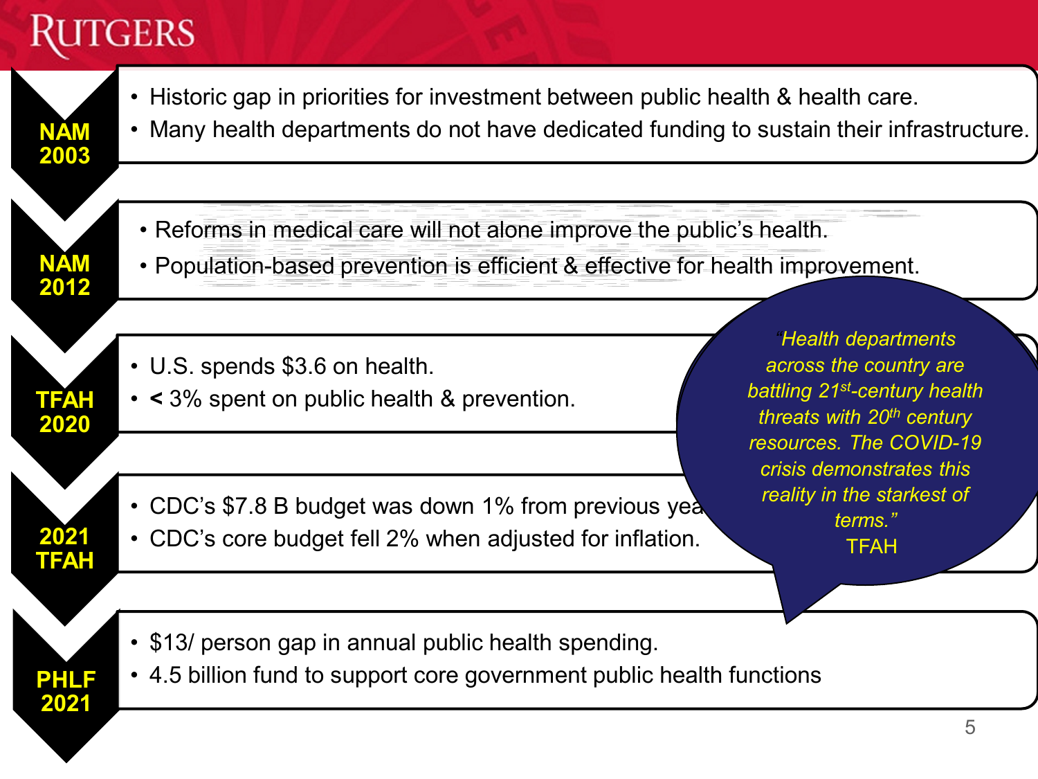**NAM 2003**

- Historic gap in priorities for investment between public health & health care.
- Many health departments do not have dedicated funding to sustain their infrastructure.

**NAM 2012**

- Reforms in medical care will not alone improve the public's health.
- Population-based prevention is efficient & effective for health improvement.

**TFAH 2020**

- U.S. spends $3.6 on health.
- < 3% spent on public health & prevention.

**2021 TFAH**

- CDC's $7.8 B budget was down 1% from previous yea
- CDC's core budget fell 2% when adjusted for inflation.

*"Health departments across the country are battling 21st-century health threats with 20th century resources. The COVID-19 crisis demonstrates this reality in the starkest of terms."*
TFAH

**PHLF 2021**

- $13/ person gap in annual public health spending.
- 4.5 billion fund to support core government public health functions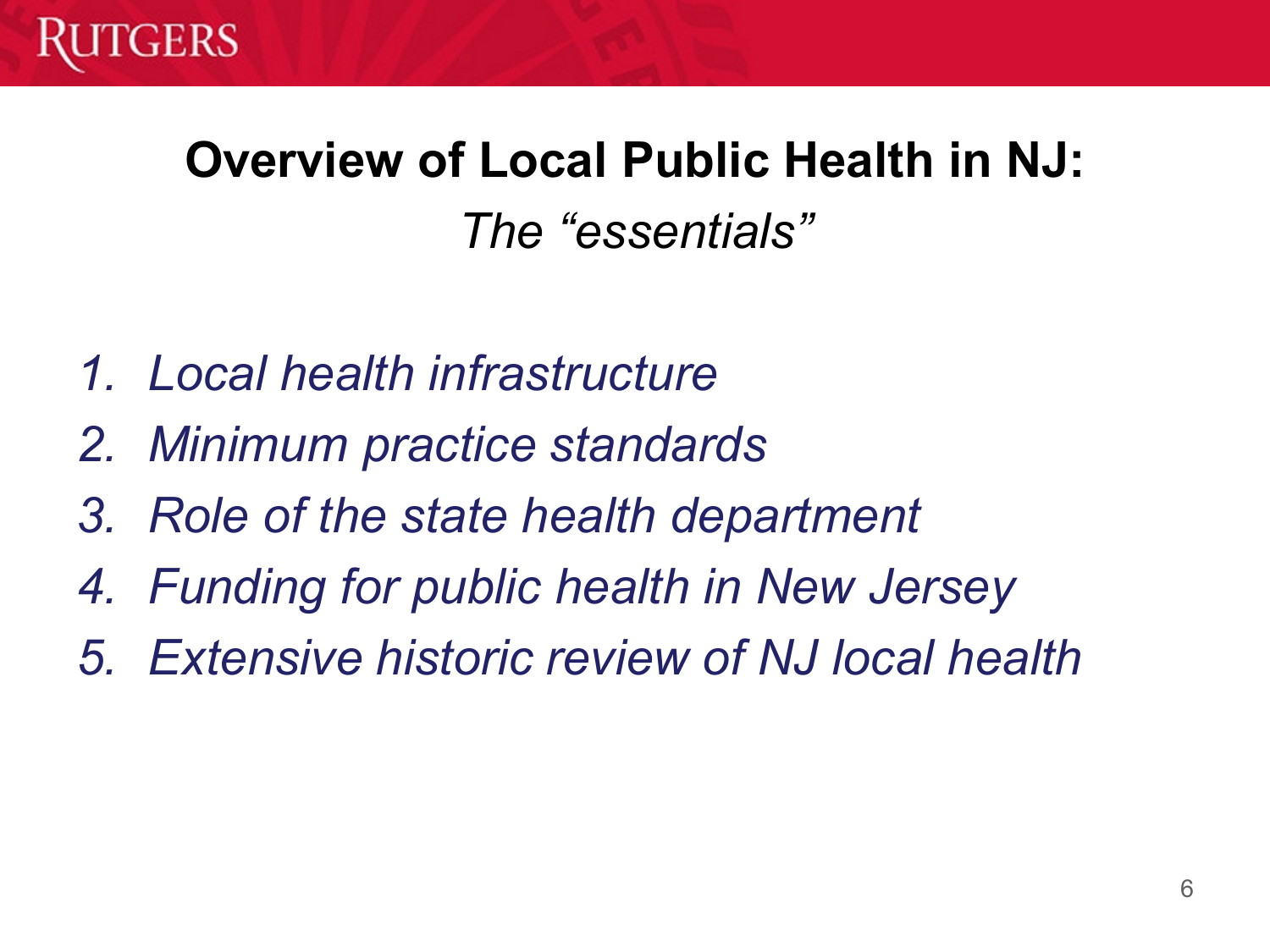# Overview of Local Public Health in NJ:

*The "essentials"*

1. *Local health infrastructure*
2. *Minimum practice standards*
3. *Role of the state health department*
4. *Funding for public health in New Jersey*
5. *Extensive historic review of NJ local health*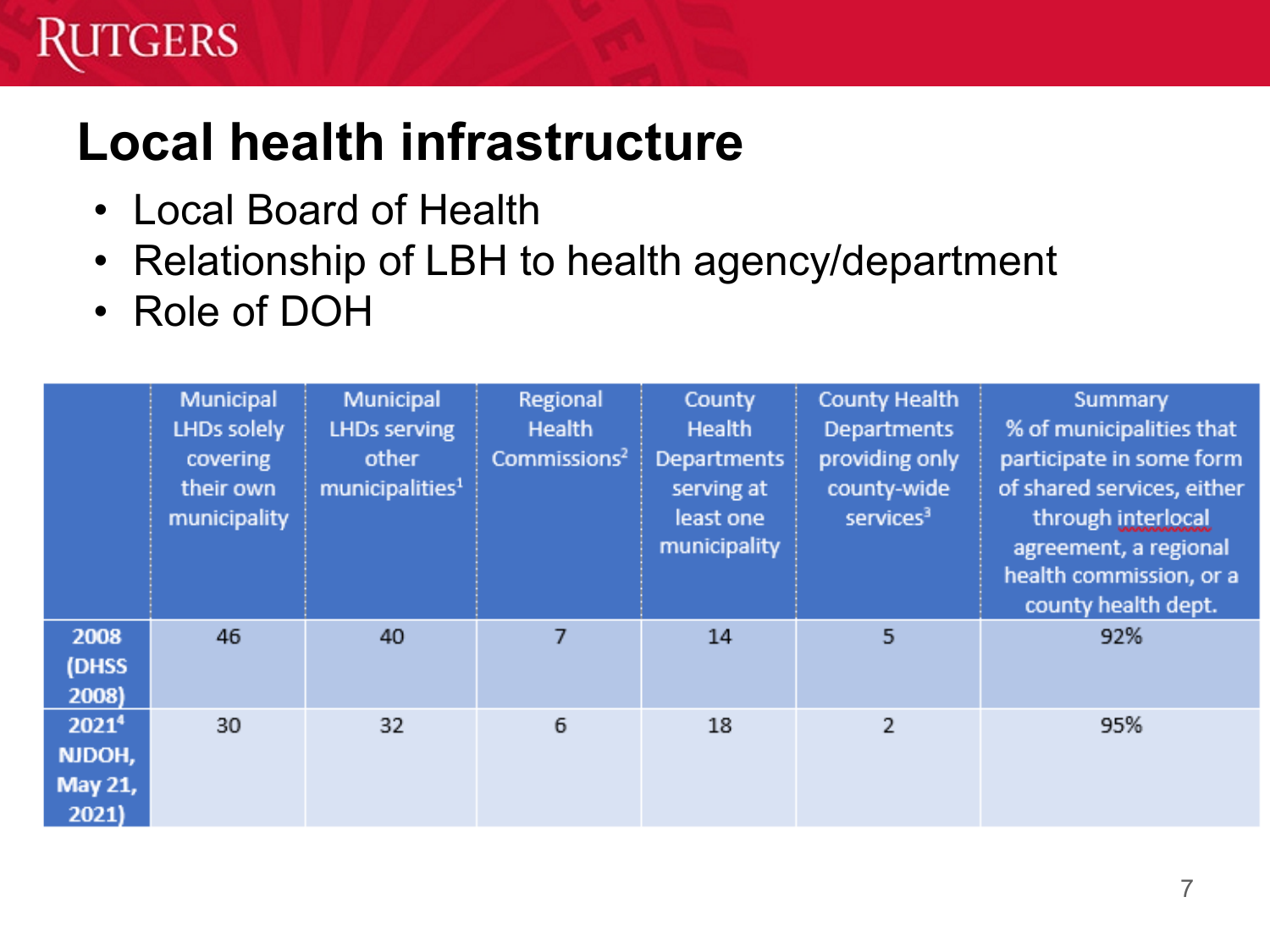# Local health infrastructure

- Local Board of Health
- Relationship of LBH to health agency/department
- Role of DOH

| | Municipal LHDs solely covering their own municipality | Municipal LHDs serving other municipalities[1] | Regional Health Commissions[2] | County Health Departments serving at least one municipality | County Health Departments providing only county-wide services[3] | Summary % of municipalities that participate in some form of shared services, either through interlocal agreement, a regional health commission, or a county health dept. |
|---|---|---|---|---|---|---|
| **2008 (DHSS 2008)** | 46 | 40 | 7 | 14 | 5 | 92% |
| **2021[4] NJDOH, May 21, 2021)** | 30 | 32 | 6 | 18 | 2 | 95% |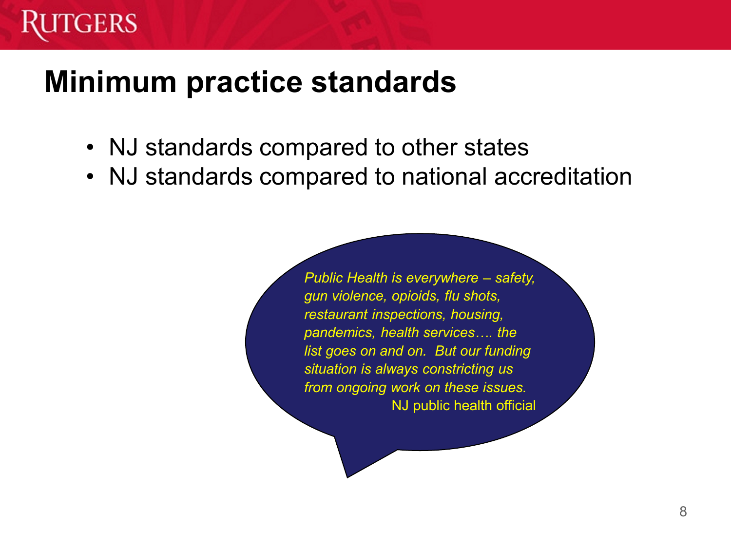# Minimum practice standards

- NJ standards compared to other states
- NJ standards compared to national accreditation

*Public Health is everywhere – safety, gun violence, opioids, flu shots, restaurant inspections, housing, pandemics, health services…. the list goes on and on. But our funding situation is always constricting us from ongoing work on these issues.*

NJ public health official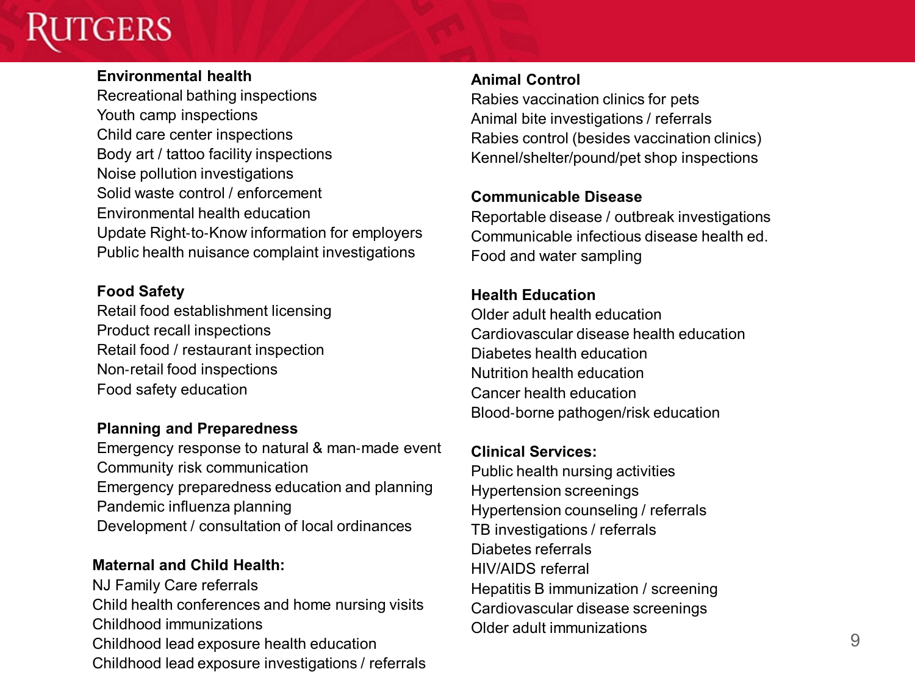**Environmental health**

Recreational bathing inspections
Youth camp inspections
Child care center inspections
Body art / tattoo facility inspections
Noise pollution investigations
Solid waste control / enforcement
Environmental health education
Update Right-to-Know information for employers
Public health nuisance complaint investigations

**Food Safety**

Retail food establishment licensing
Product recall inspections
Retail food / restaurant inspection
Non-retail food inspections
Food safety education

**Planning and Preparedness**

Emergency response to natural & man-made event
Community risk communication
Emergency preparedness education and planning
Pandemic influenza planning
Development / consultation of local ordinances

**Maternal and Child Health:**

NJ Family Care referrals
Child health conferences and home nursing visits
Childhood immunizations
Childhood lead exposure health education
Childhood lead exposure investigations / referrals

**Animal Control**

Rabies vaccination clinics for pets
Animal bite investigations / referrals
Rabies control (besides vaccination clinics)
Kennel/shelter/pound/pet shop inspections

**Communicable Disease**

Reportable disease / outbreak investigations
Communicable infectious disease health ed.
Food and water sampling

**Health Education**

Older adult health education
Cardiovascular disease health education
Diabetes health education
Nutrition health education
Cancer health education
Blood-borne pathogen/risk education

**Clinical Services:**

Public health nursing activities
Hypertension screenings
Hypertension counseling / referrals
TB investigations / referrals
Diabetes referrals
HIV/AIDS referral
Hepatitis B immunization / screening
Cardiovascular disease screenings
Older adult immunizations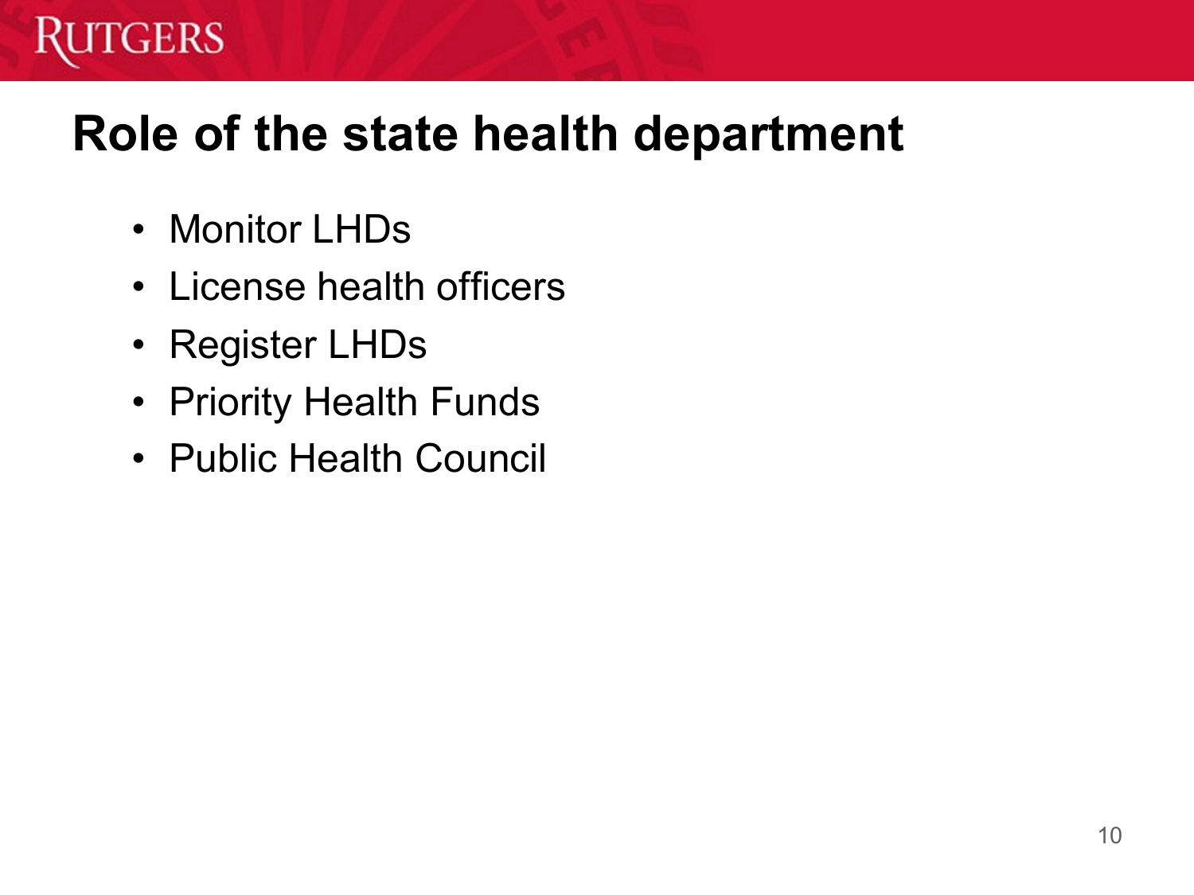# Role of the state health department

- Monitor LHDs
- License health officers
- Register LHDs
- Priority Health Funds
- Public Health Council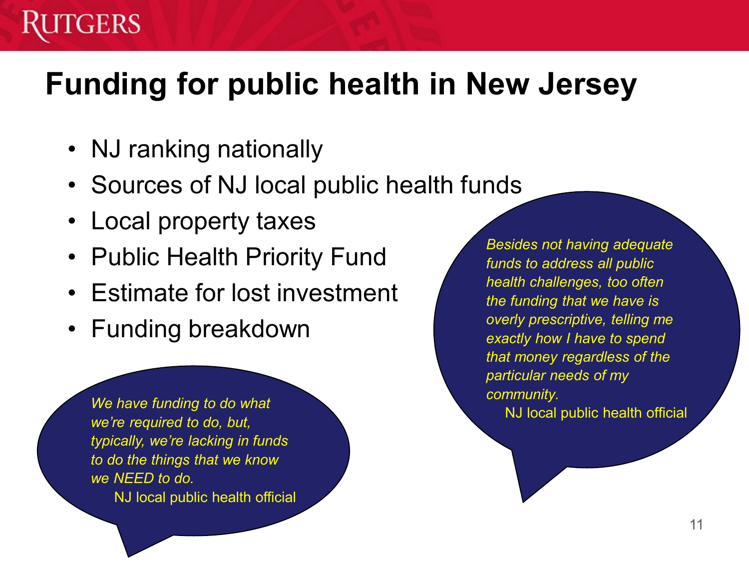# Funding for public health in New Jersey

- NJ ranking nationally
- Sources of NJ local public health funds
- Local property taxes
- Public Health Priority Fund
- Estimate for lost investment
- Funding breakdown

> *We have funding to do what we're required to do, but, typically, we're lacking in funds to do the things that we know we NEED to do.*
>
> NJ local public health official

> *Besides not having adequate funds to address all public health challenges, too often the funding that we have is overly prescriptive, telling me exactly how I have to spend that money regardless of the particular needs of my community.*
>
> NJ local public health official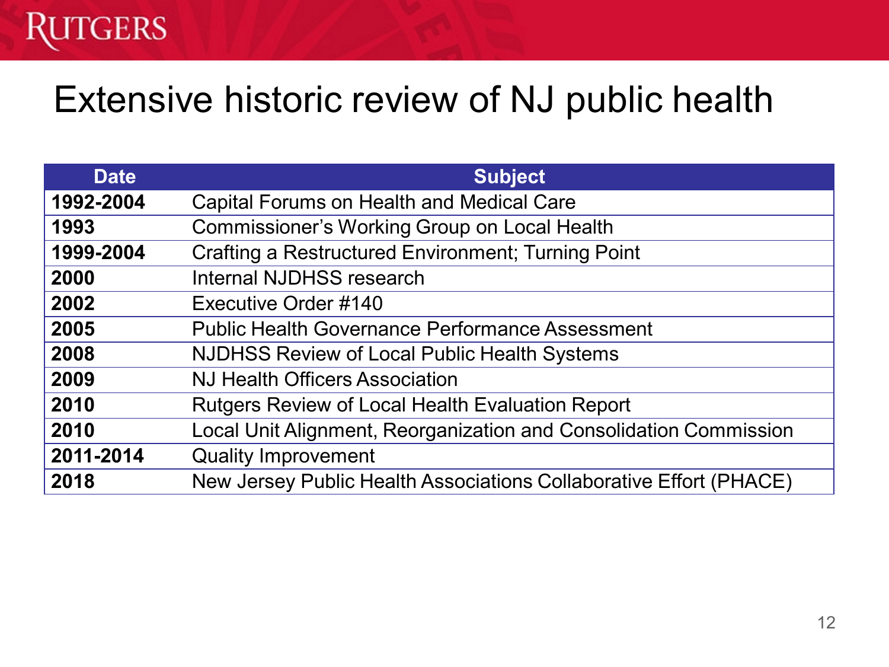# Extensive historic review of NJ public health

| Date | Subject |
| --- | --- |
| **1992-2004** | Capital Forums on Health and Medical Care |
| **1993** | Commissioner's Working Group on Local Health |
| **1999-2004** | Crafting a Restructured Environment; Turning Point |
| **2000** | Internal NJDHSS research |
| **2002** | Executive Order #140 |
| **2005** | Public Health Governance Performance Assessment |
| **2008** | NJDHSS Review of Local Public Health Systems |
| **2009** | NJ Health Officers Association |
| **2010** | Rutgers Review of Local Health Evaluation Report |
| **2010** | Local Unit Alignment, Reorganization and Consolidation Commission |
| **2011-2014** | Quality Improvement |
| **2018** | New Jersey Public Health Associations Collaborative Effort (PHACE) |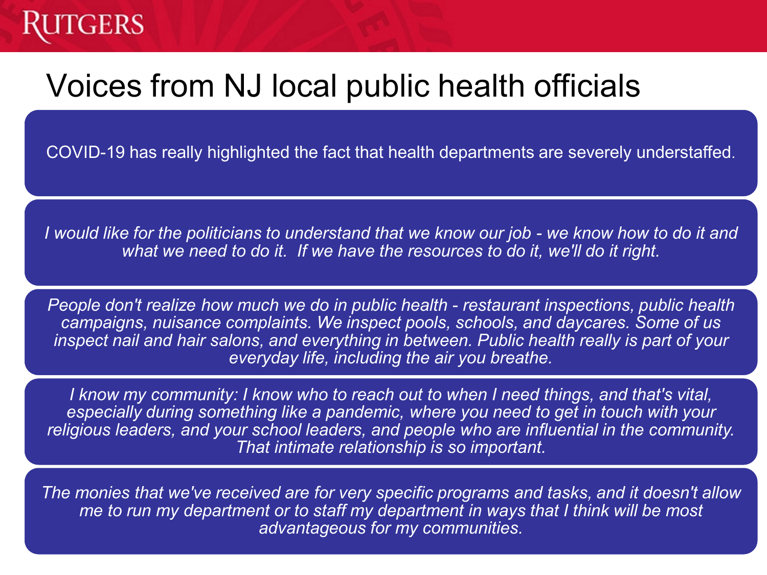# Voices from NJ local public health officials

COVID-19 has really highlighted the fact that health departments are severely understaffed.

*I would like for the politicians to understand that we know our job - we know how to do it and what we need to do it. If we have the resources to do it, we'll do it right.*

*People don't realize how much we do in public health - restaurant inspections, public health campaigns, nuisance complaints. We inspect pools, schools, and daycares. Some of us inspect nail and hair salons, and everything in between. Public health really is part of your everyday life, including the air you breathe.*

*I know my community: I know who to reach out to when I need things, and that's vital, especially during something like a pandemic, where you need to get in touch with your religious leaders, and your school leaders, and people who are influential in the community. That intimate relationship is so important.*

*The monies that we've received are for very specific programs and tasks, and it doesn't allow me to run my department or to staff my department in ways that I think will be most advantageous for my communities.*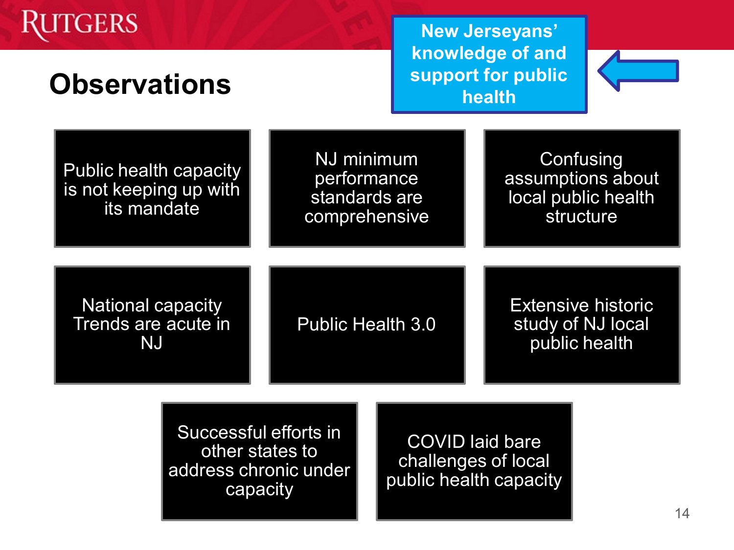# Observations

**New Jerseyans' knowledge of and support for public health**

- Public health capacity is not keeping up with its mandate
- NJ minimum performance standards are comprehensive
- Confusing assumptions about local public health structure
- National capacity Trends are acute in NJ
- Public Health 3.0
- Extensive historic study of NJ local public health
- Successful efforts in other states to address chronic under capacity
- COVID laid bare challenges of local public health capacity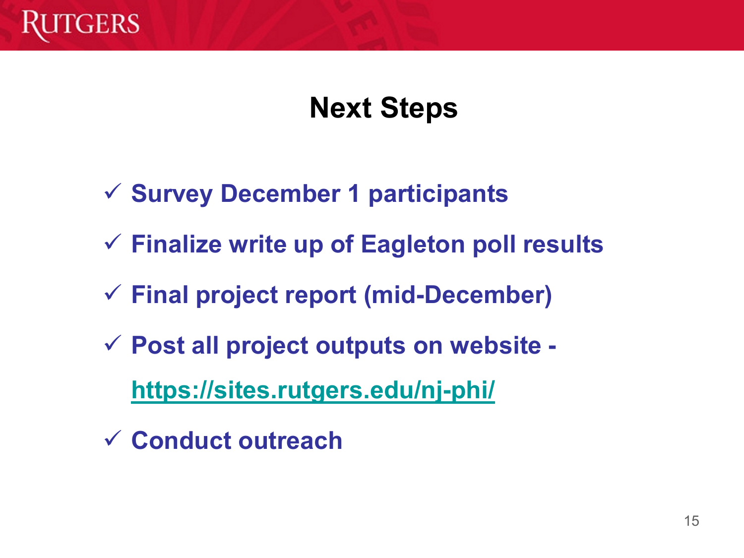# Next Steps

- ✓ Survey December 1 participants
- ✓ Finalize write up of Eagleton poll results
- ✓ Final project report (mid-December)
- ✓ Post all project outputs on website - https://sites.rutgers.edu/nj-phi/
- ✓ Conduct outreach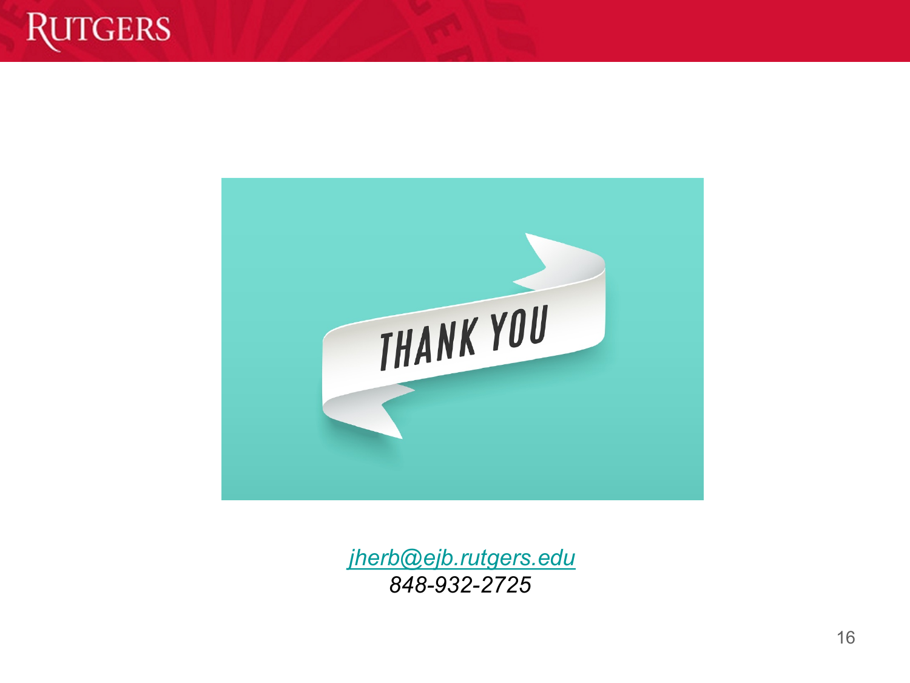THANK YOU

*jherb@ejb.rutgers.edu*
*848-932-2725*